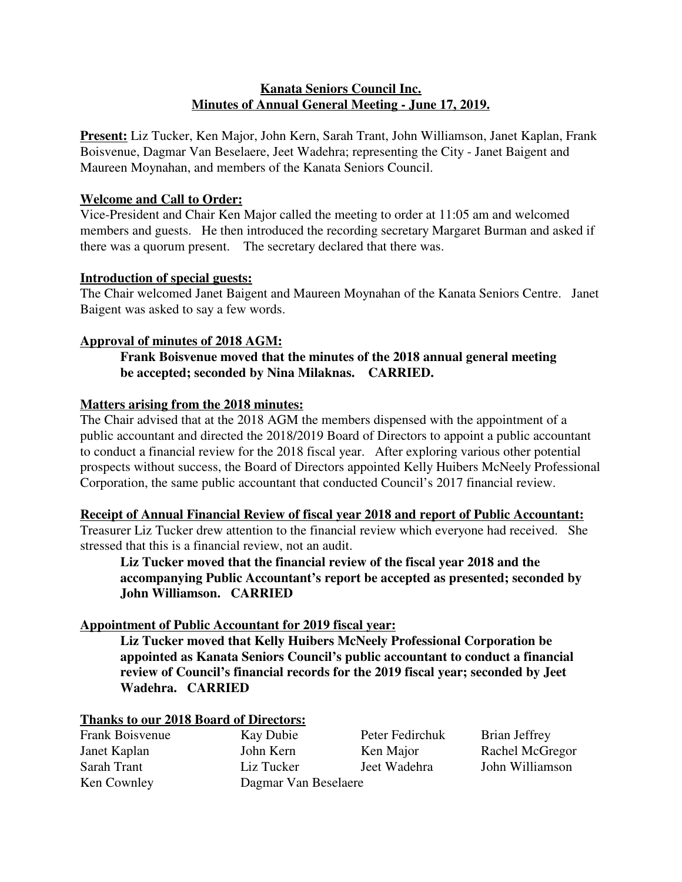# Kanata Seniors Council Inc.
## Minutes of Annual General Meeting - June 17, 2019.

**Present:** Liz Tucker, Ken Major, John Kern, Sarah Trant, John Williamson, Janet Kaplan, Frank Boisvenue, Dagmar Van Beselaere, Jeet Wadehra; representing the City - Janet Baigent and Maureen Moynahan, and members of the Kanata Seniors Council.

**Welcome and Call to Order:**

Vice-President and Chair Ken Major called the meeting to order at 11:05 am and welcomed members and guests. He then introduced the recording secretary Margaret Burman and asked if there was a quorum present. The secretary declared that there was.

**Introduction of special guests:**

The Chair welcomed Janet Baigent and Maureen Moynahan of the Kanata Seniors Centre. Janet Baigent was asked to say a few words.

**Approval of minutes of 2018 AGM:**

> **Frank Boisvenue moved that the minutes of the 2018 annual general meeting be accepted; seconded by Nina Milaknas. CARRIED.**

**Matters arising from the 2018 minutes:**

The Chair advised that at the 2018 AGM the members dispensed with the appointment of a public accountant and directed the 2018/2019 Board of Directors to appoint a public accountant to conduct a financial review for the 2018 fiscal year. After exploring various other potential prospects without success, the Board of Directors appointed Kelly Huibers McNeely Professional Corporation, the same public accountant that conducted Council's 2017 financial review.

**Receipt of Annual Financial Review of fiscal year 2018 and report of Public Accountant:**

Treasurer Liz Tucker drew attention to the financial review which everyone had received. She stressed that this is a financial review, not an audit.

> **Liz Tucker moved that the financial review of the fiscal year 2018 and the accompanying Public Accountant's report be accepted as presented; seconded by John Williamson. CARRIED**

**Appointment of Public Accountant for 2019 fiscal year:**

> **Liz Tucker moved that Kelly Huibers McNeely Professional Corporation be appointed as Kanata Seniors Council's public accountant to conduct a financial review of Council's financial records for the 2019 fiscal year; seconded by Jeet Wadehra. CARRIED**

**Thanks to our 2018 Board of Directors:**

| | | | |
|---|---|---|---|
| Frank Boisvenue | Kay Dubie | Peter Fedirchuk | Brian Jeffrey |
| Janet Kaplan | John Kern | Ken Major | Rachel McGregor |
| Sarah Trant | Liz Tucker | Jeet Wadehra | John Williamson |
| Ken Cownley | Dagmar Van Beselaere | | |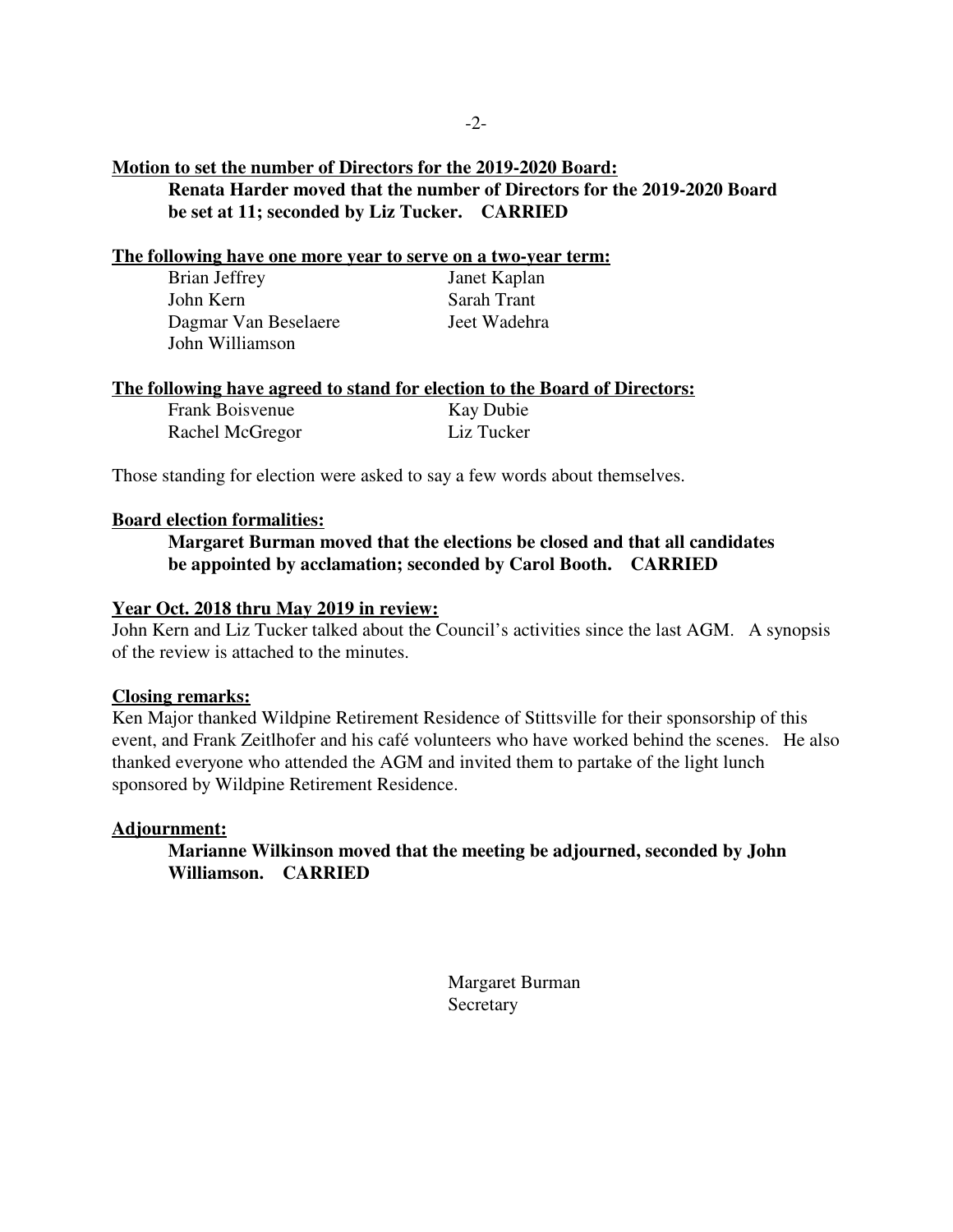**<u>Motion to set the number of Directors for the 2019-2020 Board:</u>**

> **Renata Harder moved that the number of Directors for the 2019-2020 Board be set at 11; seconded by Liz Tucker. CARRIED**

**<u>The following have one more year to serve on a two-year term:</u>**

| | |
|---|---|
| Brian Jeffrey | Janet Kaplan |
| John Kern | Sarah Trant |
| Dagmar Van Beselaere | Jeet Wadehra |
| John Williamson | |

**<u>The following have agreed to stand for election to the Board of Directors:</u>**

| | |
|---|---|
| Frank Boisvenue | Kay Dubie |
| Rachel McGregor | Liz Tucker |

Those standing for election were asked to say a few words about themselves.

**<u>Board election formalities:</u>**

> **Margaret Burman moved that the elections be closed and that all candidates be appointed by acclamation; seconded by Carol Booth. CARRIED**

**<u>Year Oct. 2018 thru May 2019 in review:</u>**

John Kern and Liz Tucker talked about the Council's activities since the last AGM. A synopsis of the review is attached to the minutes.

**<u>Closing remarks:</u>**

Ken Major thanked Wildpine Retirement Residence of Stittsville for their sponsorship of this event, and Frank Zeitlhofer and his café volunteers who have worked behind the scenes. He also thanked everyone who attended the AGM and invited them to partake of the light lunch sponsored by Wildpine Retirement Residence.

**<u>Adjournment:</u>**

> **Marianne Wilkinson moved that the meeting be adjourned, seconded by John Williamson. CARRIED**

Margaret Burman
Secretary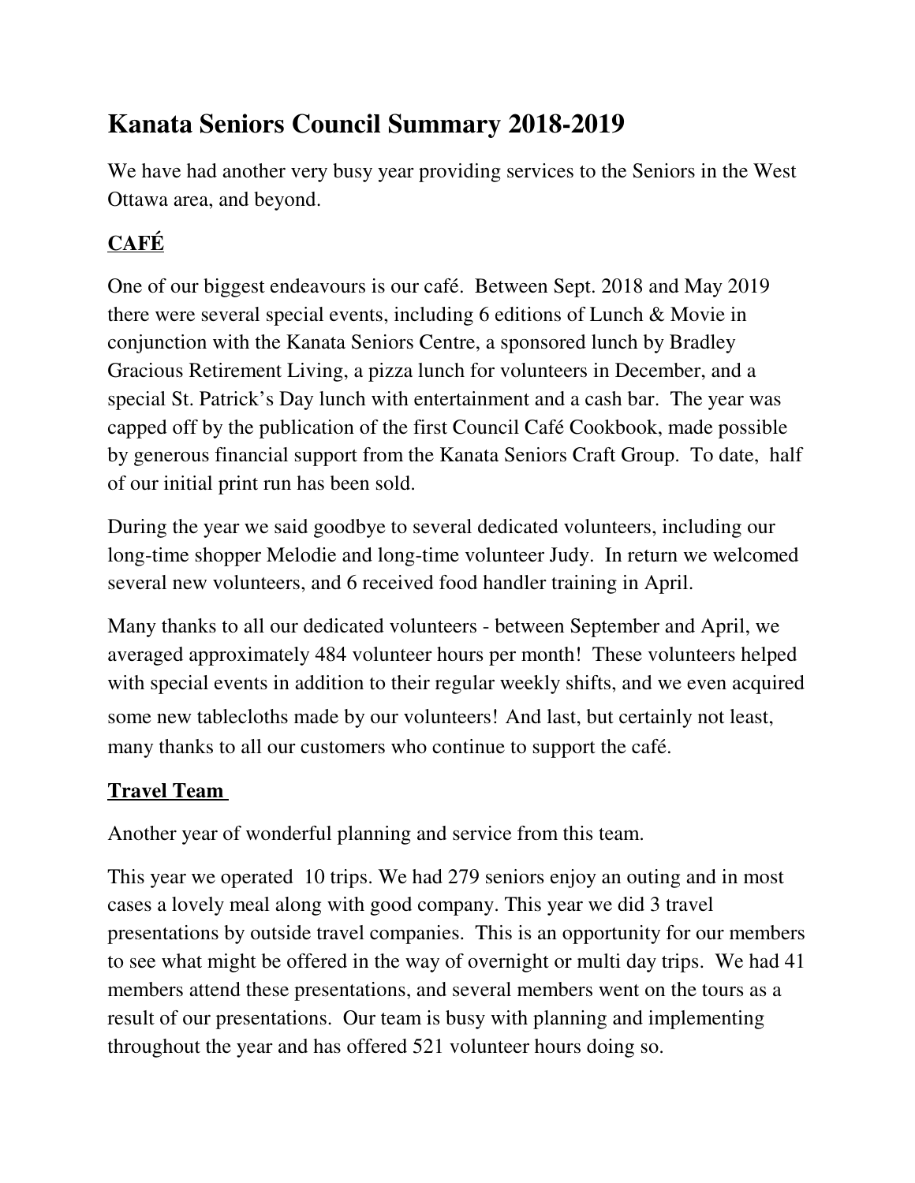# Kanata Seniors Council Summary 2018-2019

We have had another very busy year providing services to the Seniors in the West Ottawa area, and beyond.

## CAFÉ

One of our biggest endeavours is our café. Between Sept. 2018 and May 2019 there were several special events, including 6 editions of Lunch & Movie in conjunction with the Kanata Seniors Centre, a sponsored lunch by Bradley Gracious Retirement Living, a pizza lunch for volunteers in December, and a special St. Patrick's Day lunch with entertainment and a cash bar. The year was capped off by the publication of the first Council Café Cookbook, made possible by generous financial support from the Kanata Seniors Craft Group. To date, half of our initial print run has been sold.

During the year we said goodbye to several dedicated volunteers, including our long-time shopper Melodie and long-time volunteer Judy. In return we welcomed several new volunteers, and 6 received food handler training in April.

Many thanks to all our dedicated volunteers - between September and April, we averaged approximately 484 volunteer hours per month! These volunteers helped with special events in addition to their regular weekly shifts, and we even acquired some new tablecloths made by our volunteers! And last, but certainly not least, many thanks to all our customers who continue to support the café.

## Travel Team

Another year of wonderful planning and service from this team.

This year we operated 10 trips. We had 279 seniors enjoy an outing and in most cases a lovely meal along with good company. This year we did 3 travel presentations by outside travel companies. This is an opportunity for our members to see what might be offered in the way of overnight or multi day trips. We had 41 members attend these presentations, and several members went on the tours as a result of our presentations. Our team is busy with planning and implementing throughout the year and has offered 521 volunteer hours doing so.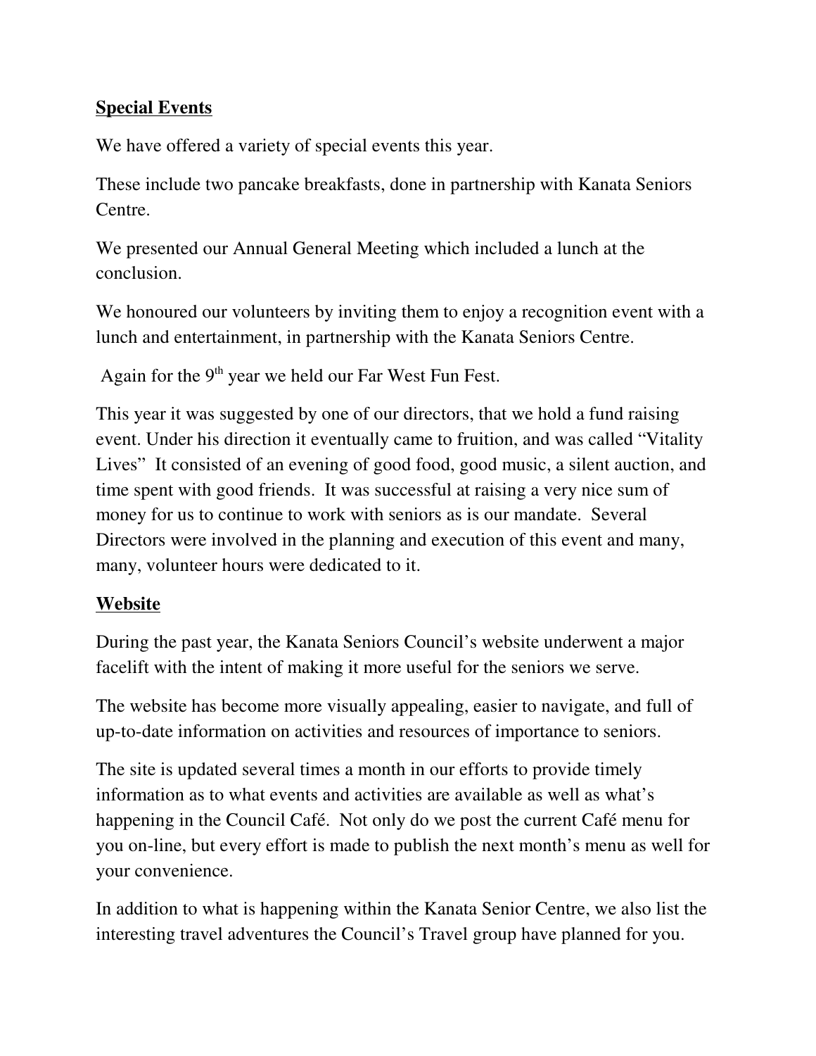**Special Events**

We have offered a variety of special events this year.

These include two pancake breakfasts, done in partnership with Kanata Seniors Centre.

We presented our Annual General Meeting which included a lunch at the conclusion.

We honoured our volunteers by inviting them to enjoy a recognition event with a lunch and entertainment, in partnership with the Kanata Seniors Centre.

Again for the 9th year we held our Far West Fun Fest.

This year it was suggested by one of our directors, that we hold a fund raising event. Under his direction it eventually came to fruition, and was called "Vitality Lives" It consisted of an evening of good food, good music, a silent auction, and time spent with good friends. It was successful at raising a very nice sum of money for us to continue to work with seniors as is our mandate. Several Directors were involved in the planning and execution of this event and many, many, volunteer hours were dedicated to it.

**Website**

During the past year, the Kanata Seniors Council's website underwent a major facelift with the intent of making it more useful for the seniors we serve.

The website has become more visually appealing, easier to navigate, and full of up-to-date information on activities and resources of importance to seniors.

The site is updated several times a month in our efforts to provide timely information as to what events and activities are available as well as what's happening in the Council Café. Not only do we post the current Café menu for you on-line, but every effort is made to publish the next month's menu as well for your convenience.

In addition to what is happening within the Kanata Senior Centre, we also list the interesting travel adventures the Council's Travel group have planned for you.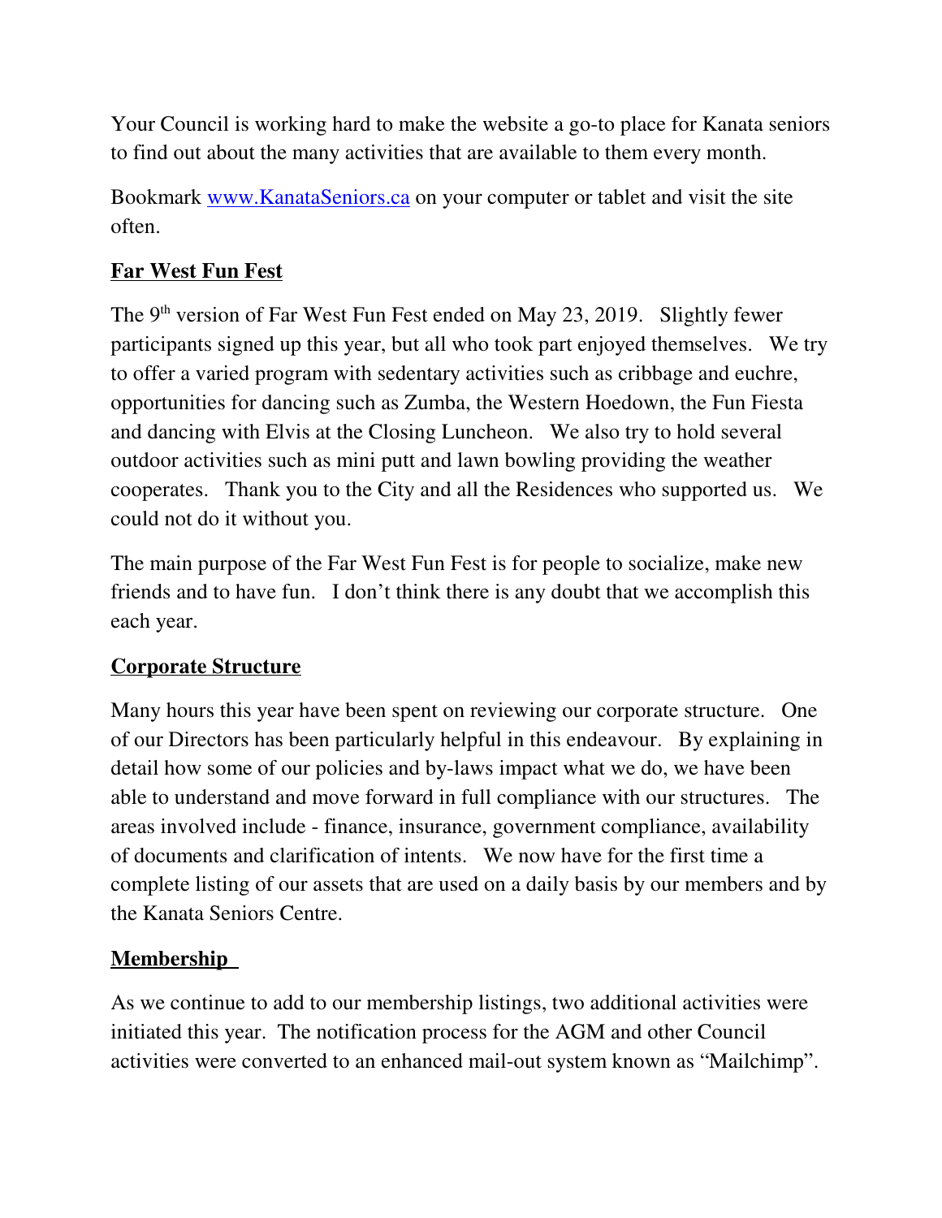Your Council is working hard to make the website a go-to place for Kanata seniors to find out about the many activities that are available to them every month.

Bookmark [www.KanataSeniors.ca](http://www.KanataSeniors.ca) on your computer or tablet and visit the site often.

## Far West Fun Fest

The 9th version of Far West Fun Fest ended on May 23, 2019. Slightly fewer participants signed up this year, but all who took part enjoyed themselves. We try to offer a varied program with sedentary activities such as cribbage and euchre, opportunities for dancing such as Zumba, the Western Hoedown, the Fun Fiesta and dancing with Elvis at the Closing Luncheon. We also try to hold several outdoor activities such as mini putt and lawn bowling providing the weather cooperates. Thank you to the City and all the Residences who supported us. We could not do it without you.

The main purpose of the Far West Fun Fest is for people to socialize, make new friends and to have fun. I don't think there is any doubt that we accomplish this each year.

## Corporate Structure

Many hours this year have been spent on reviewing our corporate structure. One of our Directors has been particularly helpful in this endeavour. By explaining in detail how some of our policies and by-laws impact what we do, we have been able to understand and move forward in full compliance with our structures. The areas involved include - finance, insurance, government compliance, availability of documents and clarification of intents. We now have for the first time a complete listing of our assets that are used on a daily basis by our members and by the Kanata Seniors Centre.

## Membership

As we continue to add to our membership listings, two additional activities were initiated this year. The notification process for the AGM and other Council activities were converted to an enhanced mail-out system known as "Mailchimp".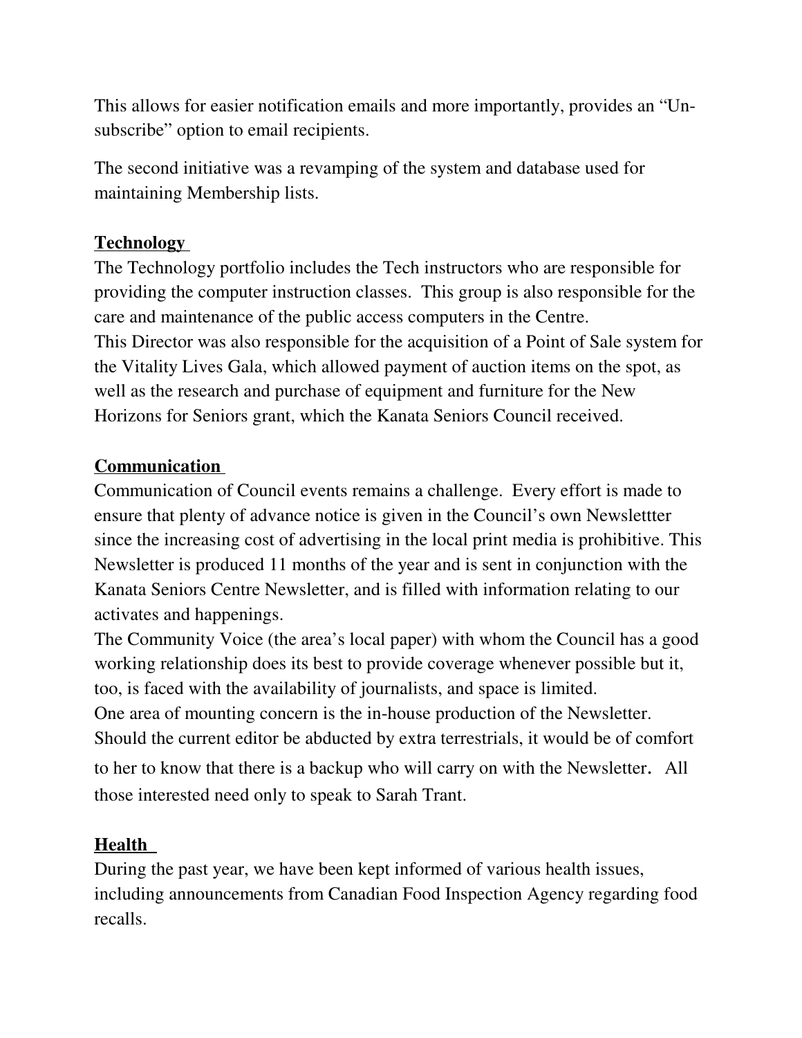This allows for easier notification emails and more importantly, provides an "Un-subscribe" option to email recipients.

The second initiative was a revamping of the system and database used for maintaining Membership lists.

**Technology**

The Technology portfolio includes the Tech instructors who are responsible for providing the computer instruction classes. This group is also responsible for the care and maintenance of the public access computers in the Centre.
This Director was also responsible for the acquisition of a Point of Sale system for the Vitality Lives Gala, which allowed payment of auction items on the spot, as well as the research and purchase of equipment and furniture for the New Horizons for Seniors grant, which the Kanata Seniors Council received.

**Communication**

Communication of Council events remains a challenge. Every effort is made to ensure that plenty of advance notice is given in the Council's own Newslettter since the increasing cost of advertising in the local print media is prohibitive. This Newsletter is produced 11 months of the year and is sent in conjunction with the Kanata Seniors Centre Newsletter, and is filled with information relating to our activates and happenings.
The Community Voice (the area's local paper) with whom the Council has a good working relationship does its best to provide coverage whenever possible but it, too, is faced with the availability of journalists, and space is limited.
One area of mounting concern is the in-house production of the Newsletter. Should the current editor be abducted by extra terrestrials, it would be of comfort to her to know that there is a backup who will carry on with the Newsletter. All those interested need only to speak to Sarah Trant.

**Health**

During the past year, we have been kept informed of various health issues, including announcements from Canadian Food Inspection Agency regarding food recalls.